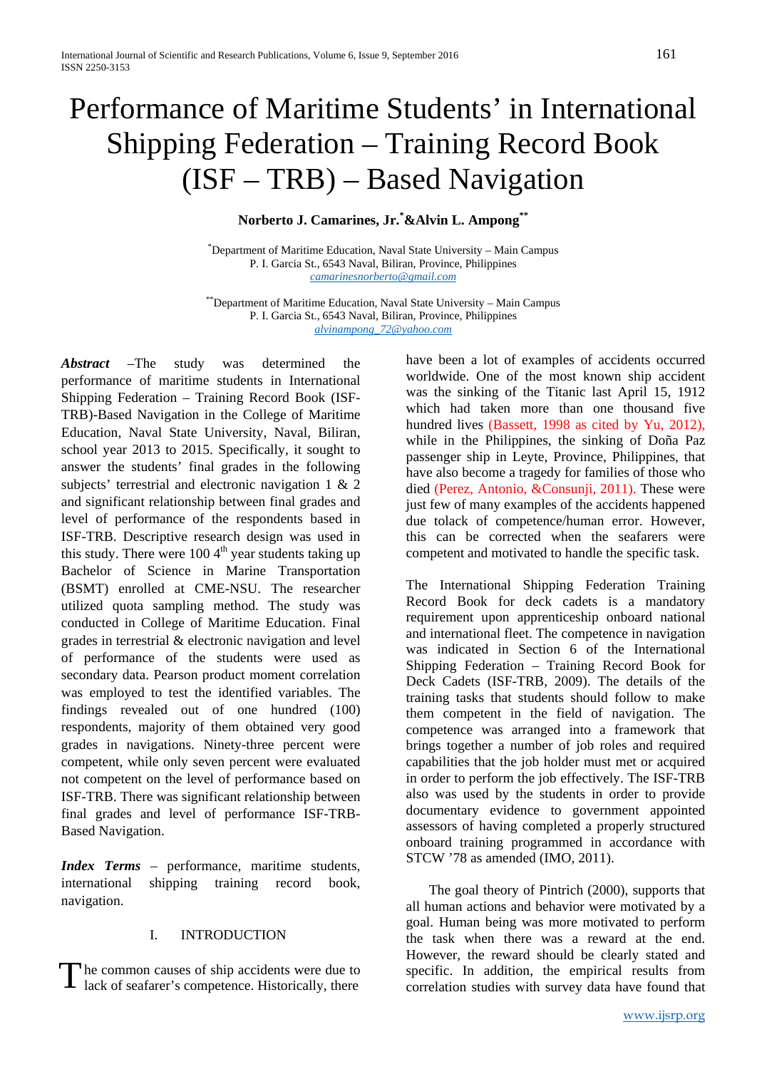# Performance of Maritime Students' in International Shipping Federation – Training Record Book (ISF – TRB) – Based Navigation

**Norberto J. Camarines, Jr.[*] & Alvin L. Ampong[**]**

[*]Department of Maritime Education, Naval State University – Main Campus
P. I. Garcia St., 6543 Naval, Biliran, Province, Philippines
camarinesnorberto@gmail.com

[**]Department of Maritime Education, Naval State University – Main Campus
P. I. Garcia St., 6543 Naval, Biliran, Province, Philippines
alvinampong_72@yahoo.com

***Abstract*** –The study was determined the performance of maritime students in International Shipping Federation – Training Record Book (ISF-TRB)-Based Navigation in the College of Maritime Education, Naval State University, Naval, Biliran, school year 2013 to 2015. Specifically, it sought to answer the students' final grades in the following subjects' terrestrial and electronic navigation 1 & 2 and significant relationship between final grades and level of performance of the respondents based in ISF-TRB. Descriptive research design was used in this study. There were 100 4th year students taking up Bachelor of Science in Marine Transportation (BSMT) enrolled at CME-NSU. The researcher utilized quota sampling method. The study was conducted in College of Maritime Education. Final grades in terrestrial & electronic navigation and level of performance of the students were used as secondary data. Pearson product moment correlation was employed to test the identified variables. The findings revealed out of one hundred (100) respondents, majority of them obtained very good grades in navigations. Ninety-three percent were competent, while only seven percent were evaluated not competent on the level of performance based on ISF-TRB. There was significant relationship between final grades and level of performance ISF-TRB-Based Navigation.

***Index Terms*** – performance, maritime students, international shipping training record book, navigation.

## I. INTRODUCTION

The common causes of ship accidents were due to lack of seafarer's competence. Historically, there have been a lot of examples of accidents occurred worldwide. One of the most known ship accident was the sinking of the Titanic last April 15, 1912 which had taken more than one thousand five hundred lives (Bassett, 1998 as cited by Yu, 2012), while in the Philippines, the sinking of Doña Paz passenger ship in Leyte, Province, Philippines, that have also become a tragedy for families of those who died (Perez, Antonio, &Consunji, 2011). These were just few of many examples of the accidents happened due tolack of competence/human error. However, this can be corrected when the seafarers were competent and motivated to handle the specific task.

The International Shipping Federation Training Record Book for deck cadets is a mandatory requirement upon apprenticeship onboard national and international fleet. The competence in navigation was indicated in Section 6 of the International Shipping Federation – Training Record Book for Deck Cadets (ISF-TRB, 2009). The details of the training tasks that students should follow to make them competent in the field of navigation. The competence was arranged into a framework that brings together a number of job roles and required capabilities that the job holder must met or acquired in order to perform the job effectively. The ISF-TRB also was used by the students in order to provide documentary evidence to government appointed assessors of having completed a properly structured onboard training programmed in accordance with STCW '78 as amended (IMO, 2011).

The goal theory of Pintrich (2000), supports that all human actions and behavior were motivated by a goal. Human being was more motivated to perform the task when there was a reward at the end. However, the reward should be clearly stated and specific. In addition, the empirical results from correlation studies with survey data have found that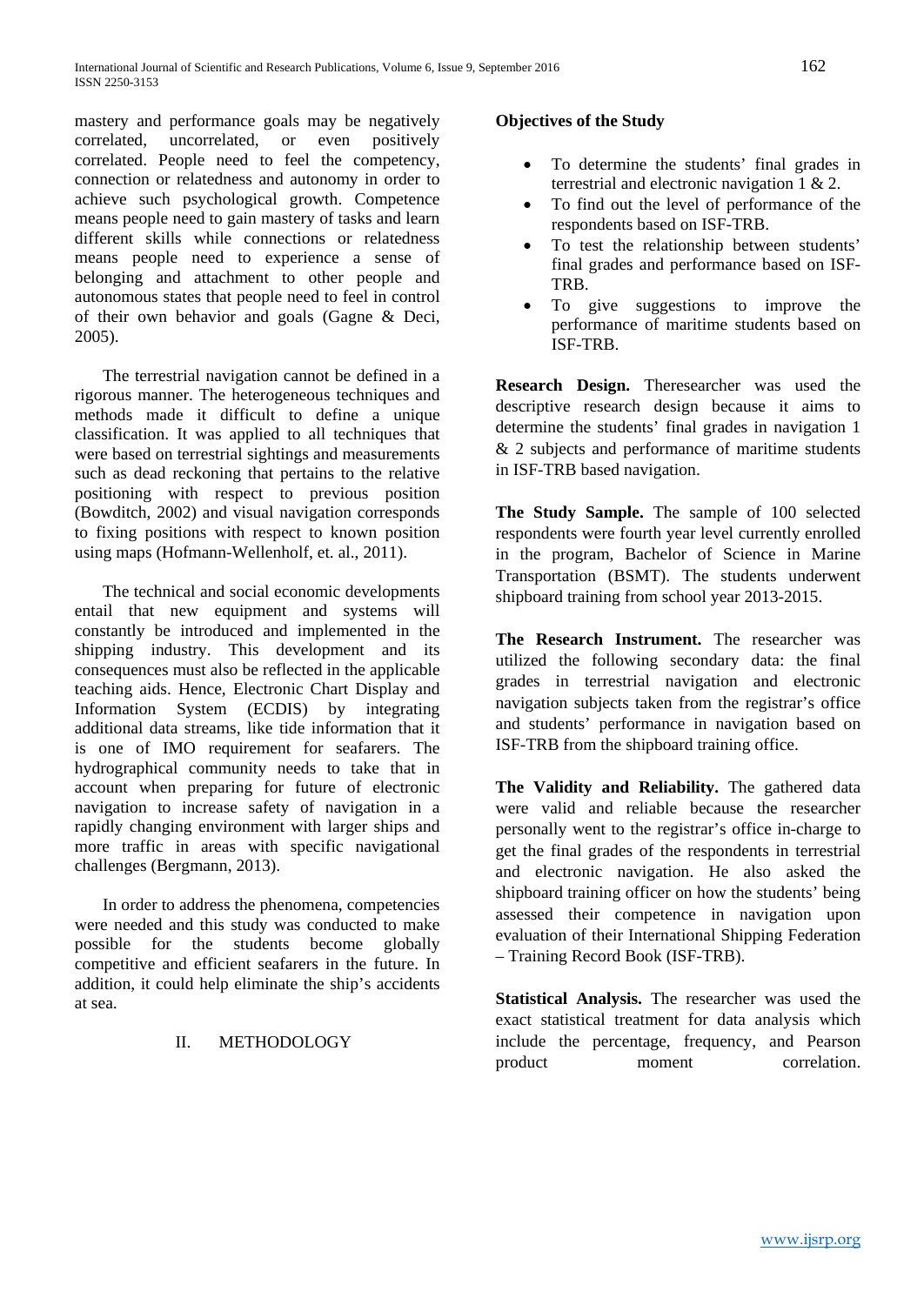mastery and performance goals may be negatively correlated, uncorrelated, or even positively correlated. People need to feel the competency, connection or relatedness and autonomy in order to achieve such psychological growth. Competence means people need to gain mastery of tasks and learn different skills while connections or relatedness means people need to experience a sense of belonging and attachment to other people and autonomous states that people need to feel in control of their own behavior and goals (Gagne & Deci, 2005).

The terrestrial navigation cannot be defined in a rigorous manner. The heterogeneous techniques and methods made it difficult to define a unique classification. It was applied to all techniques that were based on terrestrial sightings and measurements such as dead reckoning that pertains to the relative positioning with respect to previous position (Bowditch, 2002) and visual navigation corresponds to fixing positions with respect to known position using maps (Hofmann-Wellenholf, et. al., 2011).

The technical and social economic developments entail that new equipment and systems will constantly be introduced and implemented in the shipping industry. This development and its consequences must also be reflected in the applicable teaching aids. Hence, Electronic Chart Display and Information System (ECDIS) by integrating additional data streams, like tide information that it is one of IMO requirement for seafarers. The hydrographical community needs to take that in account when preparing for future of electronic navigation to increase safety of navigation in a rapidly changing environment with larger ships and more traffic in areas with specific navigational challenges (Bergmann, 2013).

In order to address the phenomena, competencies were needed and this study was conducted to make possible for the students become globally competitive and efficient seafarers in the future. In addition, it could help eliminate the ship's accidents at sea.

## II. METHODOLOGY

**Objectives of the Study**

- To determine the students' final grades in terrestrial and electronic navigation 1 & 2.
- To find out the level of performance of the respondents based on ISF-TRB.
- To test the relationship between students' final grades and performance based on ISF-TRB.
- To give suggestions to improve the performance of maritime students based on ISF-TRB.

**Research Design.** Theresearcher was used the descriptive research design because it aims to determine the students' final grades in navigation 1 & 2 subjects and performance of maritime students in ISF-TRB based navigation.

**The Study Sample.** The sample of 100 selected respondents were fourth year level currently enrolled in the program, Bachelor of Science in Marine Transportation (BSMT). The students underwent shipboard training from school year 2013-2015.

**The Research Instrument.** The researcher was utilized the following secondary data: the final grades in terrestrial navigation and electronic navigation subjects taken from the registrar's office and students' performance in navigation based on ISF-TRB from the shipboard training office.

**The Validity and Reliability.** The gathered data were valid and reliable because the researcher personally went to the registrar's office in-charge to get the final grades of the respondents in terrestrial and electronic navigation. He also asked the shipboard training officer on how the students' being assessed their competence in navigation upon evaluation of their International Shipping Federation – Training Record Book (ISF-TRB).

**Statistical Analysis.** The researcher was used the exact statistical treatment for data analysis which include the percentage, frequency, and Pearson product moment correlation.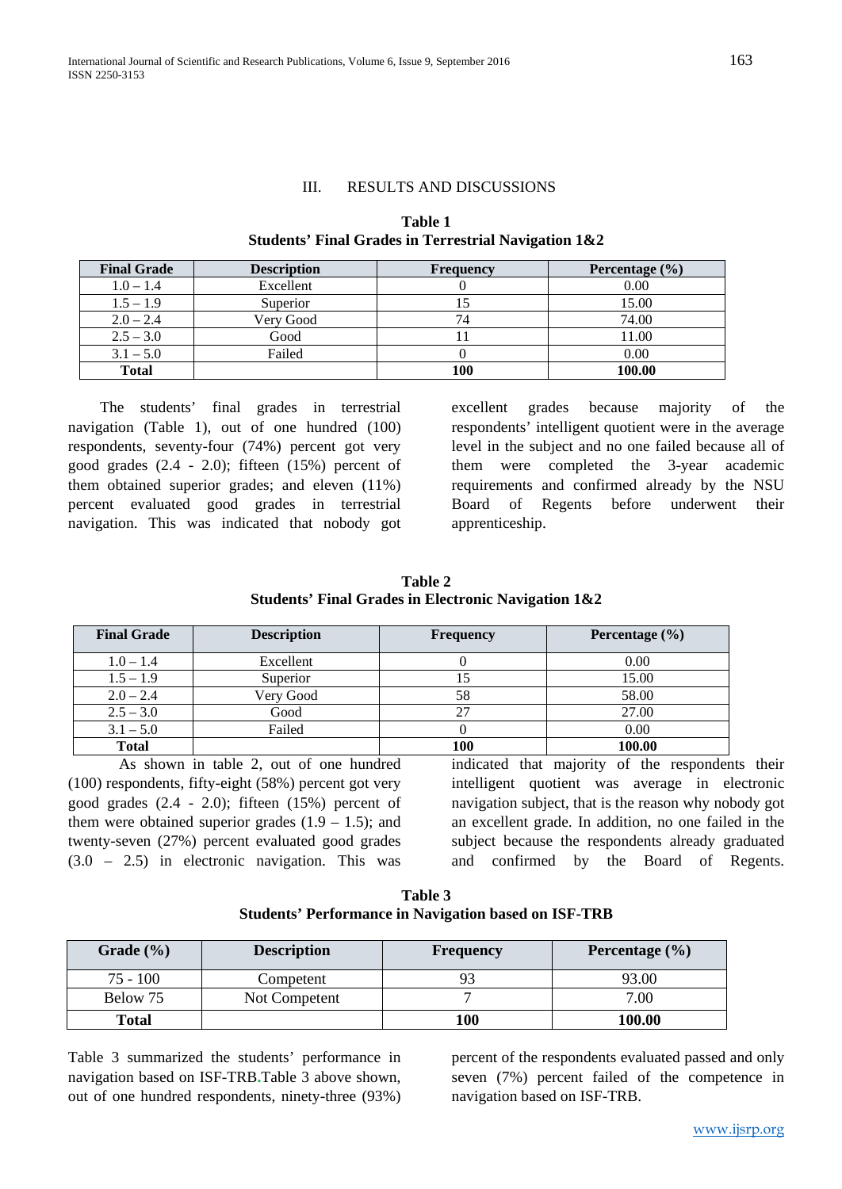## III. RESULTS AND DISCUSSIONS

**Table 1**
**Students' Final Grades in Terrestrial Navigation 1&2**

| Final Grade | Description | Frequency | Percentage (%) |
|---|---|---|---|
| 1.0 – 1.4 | Excellent | 0 | 0.00 |
| 1.5 – 1.9 | Superior | 15 | 15.00 |
| 2.0 – 2.4 | Very Good | 74 | 74.00 |
| 2.5 – 3.0 | Good | 11 | 11.00 |
| 3.1 – 5.0 | Failed | 0 | 0.00 |
| **Total** | | **100** | **100.00** |

The students' final grades in terrestrial navigation (Table 1), out of one hundred (100) respondents, seventy-four (74%) percent got very good grades (2.4 - 2.0); fifteen (15%) percent of them obtained superior grades; and eleven (11%) percent evaluated good grades in terrestrial navigation. This was indicated that nobody got excellent grades because majority of the respondents' intelligent quotient were in the average level in the subject and no one failed because all of them were completed the 3-year academic requirements and confirmed already by the NSU Board of Regents before underwent their apprenticeship.

**Table 2**
**Students' Final Grades in Electronic Navigation 1&2**

| Final Grade | Description | Frequency | Percentage (%) |
|---|---|---|---|
| 1.0 – 1.4 | Excellent | 0 | 0.00 |
| 1.5 – 1.9 | Superior | 15 | 15.00 |
| 2.0 – 2.4 | Very Good | 58 | 58.00 |
| 2.5 – 3.0 | Good | 27 | 27.00 |
| 3.1 – 5.0 | Failed | 0 | 0.00 |
| **Total** | | **100** | **100.00** |

As shown in table 2, out of one hundred (100) respondents, fifty-eight (58%) percent got very good grades (2.4 - 2.0); fifteen (15%) percent of them were obtained superior grades (1.9 – 1.5); and twenty-seven (27%) percent evaluated good grades (3.0 – 2.5) in electronic navigation. This was indicated that majority of the respondents their intelligent quotient was average in electronic navigation subject, that is the reason why nobody got an excellent grade. In addition, no one failed in the subject because the respondents already graduated and confirmed by the Board of Regents.

**Table 3**
**Students' Performance in Navigation based on ISF-TRB**

| Grade (%) | Description | Frequency | Percentage (%) |
|---|---|---|---|
| 75 - 100 | Competent | 93 | 93.00 |
| Below 75 | Not Competent | 7 | 7.00 |
| **Total** | | **100** | **100.00** |

Table 3 summarized the students' performance in navigation based on ISF-TRB.Table 3 above shown, out of one hundred respondents, ninety-three (93%) percent of the respondents evaluated passed and only seven (7%) percent failed of the competence in navigation based on ISF-TRB.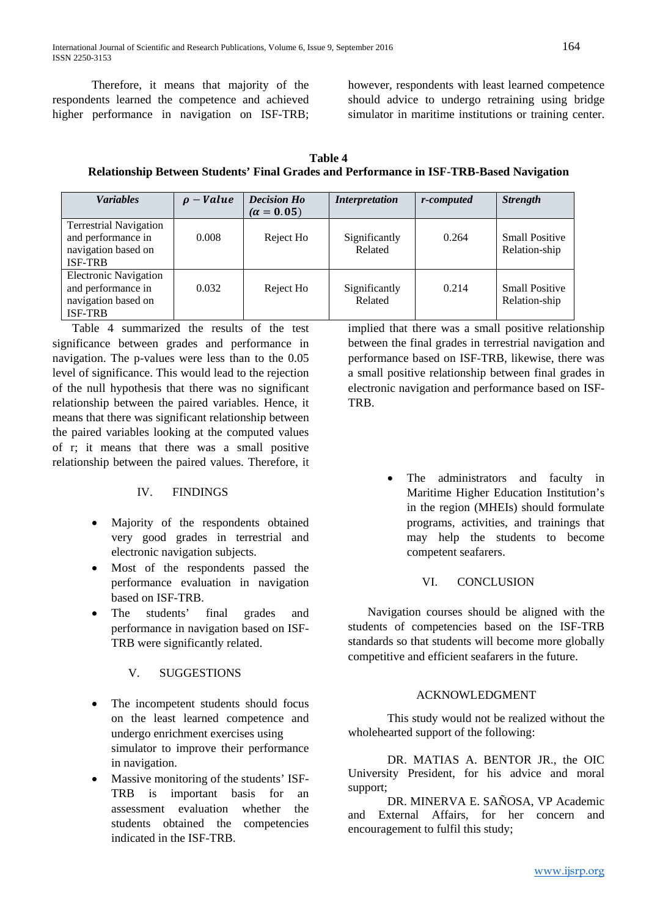Therefore, it means that majority of the respondents learned the competence and achieved higher performance in navigation on ISF-TRB; however, respondents with least learned competence should advice to undergo retraining using bridge simulator in maritime institutions or training center.

**Table 4**
**Relationship Between Students' Final Grades and Performance in ISF-TRB-Based Navigation**

| *Variables* | $\rho - Value$ | *Decision Ho* ($\alpha = 0.05$) | *Interpretation* | *r-computed* | *Strength* |
|---|---|---|---|---|---|
| Terrestrial Navigation and performance in navigation based on ISF-TRB | 0.008 | Reject Ho | Significantly Related | 0.264 | Small Positive Relation-ship |
| Electronic Navigation and performance in navigation based on ISF-TRB | 0.032 | Reject Ho | Significantly Related | 0.214 | Small Positive Relation-ship |

Table 4 summarized the results of the test significance between grades and performance in navigation. The p-values were less than to the 0.05 level of significance. This would lead to the rejection of the null hypothesis that there was no significant relationship between the paired variables. Hence, it means that there was significant relationship between the paired variables looking at the computed values of r; it means that there was a small positive relationship between the paired values. Therefore, it implied that there was a small positive relationship between the final grades in terrestrial navigation and performance based on ISF-TRB, likewise, there was a small positive relationship between final grades in electronic navigation and performance based on ISF-TRB.

## IV. FINDINGS

- Majority of the respondents obtained very good grades in terrestrial and electronic navigation subjects.
- Most of the respondents passed the performance evaluation in navigation based on ISF-TRB.
- The students' final grades and performance in navigation based on ISF-TRB were significantly related.

## V. SUGGESTIONS

- The incompetent students should focus on the least learned competence and undergo enrichment exercises using simulator to improve their performance in navigation.
- Massive monitoring of the students' ISF-TRB is important basis for an assessment evaluation whether the students obtained the competencies indicated in the ISF-TRB.
- The administrators and faculty in Maritime Higher Education Institution's in the region (MHEIs) should formulate programs, activities, and trainings that may help the students to become competent seafarers.

## VI. CONCLUSION

Navigation courses should be aligned with the students of competencies based on the ISF-TRB standards so that students will become more globally competitive and efficient seafarers in the future.

## ACKNOWLEDGMENT

This study would not be realized without the wholehearted support of the following:

DR. MATIAS A. BENTOR JR., the OIC University President, for his advice and moral support;

DR. MINERVA E. SAÑOSA, VP Academic and External Affairs, for her concern and encouragement to fulfil this study;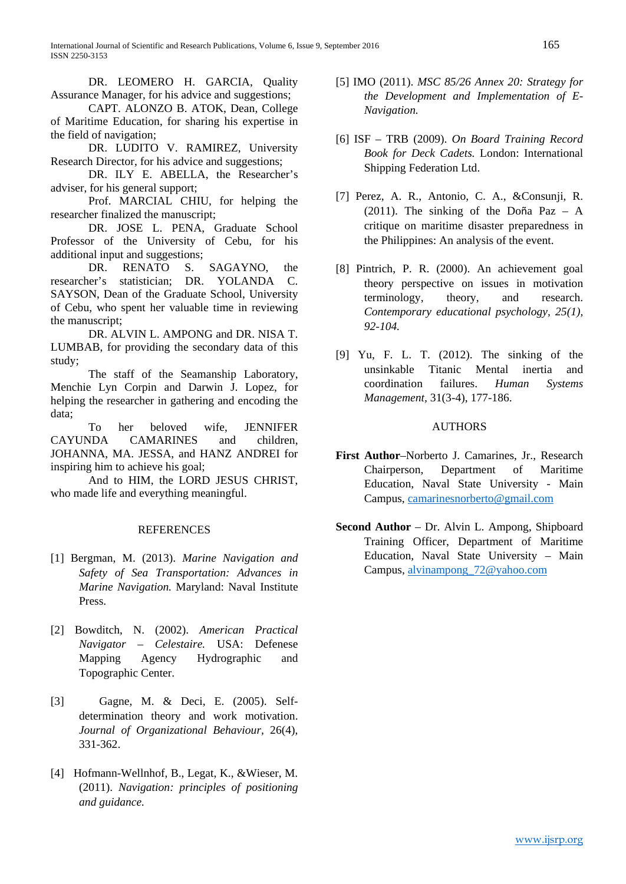DR. LEOMERO H. GARCIA, Quality Assurance Manager, for his advice and suggestions;

CAPT. ALONZO B. ATOK, Dean, College of Maritime Education, for sharing his expertise in the field of navigation;

DR. LUDITO V. RAMIREZ, University Research Director, for his advice and suggestions;

DR. ILY E. ABELLA, the Researcher's adviser, for his general support;

Prof. MARCIAL CHIU, for helping the researcher finalized the manuscript;

DR. JOSE L. PENA, Graduate School Professor of the University of Cebu, for his additional input and suggestions;

DR. RENATO S. SAGAYNO, the researcher's statistician; DR. YOLANDA C. SAYSON, Dean of the Graduate School, University of Cebu, who spent her valuable time in reviewing the manuscript;

DR. ALVIN L. AMPONG and DR. NISA T. LUMBAB, for providing the secondary data of this study;

The staff of the Seamanship Laboratory, Menchie Lyn Corpin and Darwin J. Lopez, for helping the researcher in gathering and encoding the data;

To her beloved wife, JENNIFER CAYUNDA CAMARINES and children, JOHANNA, MA. JESSA, and HANZ ANDREI for inspiring him to achieve his goal;

And to HIM, the LORD JESUS CHRIST, who made life and everything meaningful.

## REFERENCES

[1] Bergman, M. (2013). *Marine Navigation and Safety of Sea Transportation: Advances in Marine Navigation.* Maryland: Naval Institute Press.

[2] Bowditch, N. (2002). *American Practical Navigator – Celestaire.* USA: Defenese Mapping Agency Hydrographic and Topographic Center.

[3] Gagne, M. & Deci, E. (2005). Self-determination theory and work motivation. *Journal of Organizational Behaviour,* 26(4), 331-362.

[4] Hofmann-Wellnhof, B., Legat, K., &Wieser, M. (2011). *Navigation: principles of positioning and guidance.*

[5] IMO (2011). *MSC 85/26 Annex 20: Strategy for the Development and Implementation of E-Navigation.*

[6] ISF – TRB (2009). *On Board Training Record Book for Deck Cadets.* London: International Shipping Federation Ltd.

[7] Perez, A. R., Antonio, C. A., &Consunji, R. (2011). The sinking of the Doña Paz – A critique on maritime disaster preparedness in the Philippines: An analysis of the event.

[8] Pintrich, P. R. (2000). An achievement goal theory perspective on issues in motivation terminology, theory, and research. *Contemporary educational psychology, 25(1), 92-104.*

[9] Yu, F. L. T. (2012). The sinking of the unsinkable Titanic Mental inertia and coordination failures. *Human Systems Management,* 31(3-4), 177-186.

## AUTHORS

**First Author**–Norberto J. Camarines, Jr., Research Chairperson, Department of Maritime Education, Naval State University - Main Campus, camarinesnorberto@gmail.com

**Second Author** – Dr. Alvin L. Ampong, Shipboard Training Officer, Department of Maritime Education, Naval State University – Main Campus, alvinampong_72@yahoo.com